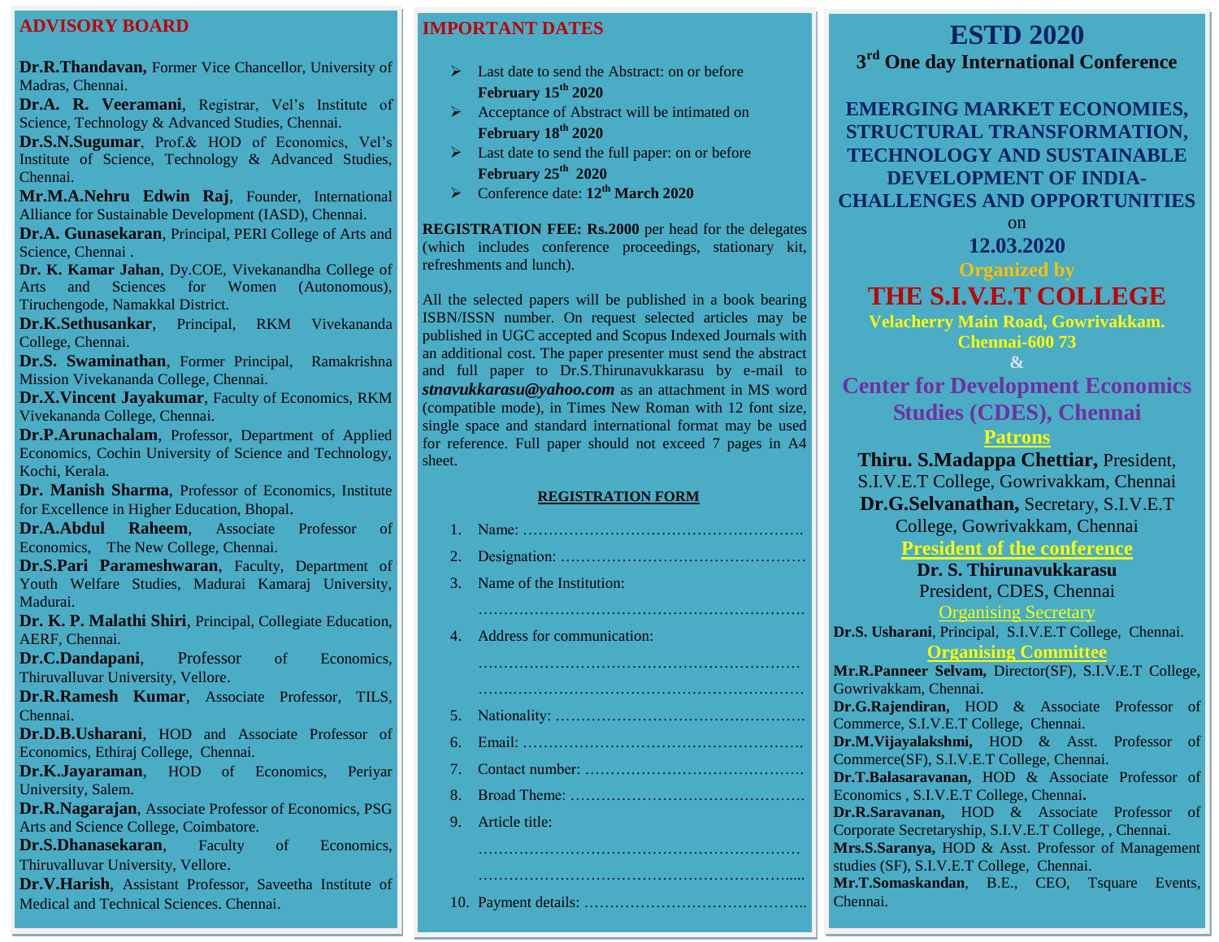## ADVISORY BOARD

**Dr.R.Thandavan,** Former Vice Chancellor, University of Madras, Chennai.

**Dr.A. R. Veeramani**, Registrar, Vel's Institute of Science, Technology & Advanced Studies, Chennai.

**Dr.S.N.Sugumar**, Prof.& HOD of Economics, Vel's Institute of Science, Technology & Advanced Studies, Chennai.

**Mr.M.A.Nehru Edwin Raj**, Founder, International Alliance for Sustainable Development (IASD), Chennai.

**Dr.A. Gunasekaran**, Principal, PERI College of Arts and Science, Chennai .

**Dr. K. Kamar Jahan**, Dy.COE, Vivekanandha College of Arts and Sciences for Women (Autonomous), Tiruchengode, Namakkal District.

**Dr.K.Sethusankar**, Principal, RKM Vivekananda College, Chennai.

**Dr.S. Swaminathan**, Former Principal, Ramakrishna Mission Vivekananda College, Chennai.

**Dr.X.Vincent Jayakumar**, Faculty of Economics, RKM Vivekananda College, Chennai.

**Dr.P.Arunachalam**, Professor, Department of Applied Economics, Cochin University of Science and Technology, Kochi, Kerala.

**Dr. Manish Sharma**, Professor of Economics, Institute for Excellence in Higher Education, Bhopal.

**Dr.A.Abdul Raheem**, Associate Professor of Economics, The New College, Chennai.

**Dr.S.Pari Parameshwaran**, Faculty, Department of Youth Welfare Studies, Madurai Kamaraj University, Madurai.

**Dr. K. P. Malathi Shiri**, Principal, Collegiate Education, AERF, Chennai.

**Dr.C.Dandapani**, Professor of Economics, Thiruvalluvar University, Vellore.

**Dr.R.Ramesh Kumar**, Associate Professor, TILS, Chennai.

**Dr.D.B.Usharani**, HOD and Associate Professor of Economics, Ethiraj College, Chennai.

**Dr.K.Jayaraman**, HOD of Economics, Periyar University, Salem.

**Dr.R.Nagarajan**, Associate Professor of Economics, PSG Arts and Science College, Coimbatore.

**Dr.S.Dhanasekaran**, Faculty of Economics, Thiruvalluvar University, Vellore.

**Dr.V.Harish**, Assistant Professor, Saveetha Institute of Medical and Technical Sciences. Chennai.

## IMPORTANT DATES

- Last date to send the Abstract: on or before **February 15th 2020**
- Acceptance of Abstract will be intimated on **February 18th 2020**
- Last date to send the full paper: on or before **February 25th 2020**
- Conference date: **12th March 2020**

**REGISTRATION FEE: Rs.2000** per head for the delegates (which includes conference proceedings, stationary kit, refreshments and lunch).

All the selected papers will be published in a book bearing ISBN/ISSN number. On request selected articles may be published in UGC accepted and Scopus Indexed Journals with an additional cost. The paper presenter must send the abstract and full paper to Dr.S.Thirunavukkarasu by e-mail to ***stnavukkarasu@yahoo.com*** as an attachment in MS word (compatible mode), in Times New Roman with 12 font size, single space and standard international format may be used for reference. Full paper should not exceed 7 pages in A4 sheet.

### REGISTRATION FORM

1. Name: ……………………………………………….
2. Designation: ……………………………………….
3. Name of the Institution: ……………………………………………………….
4. Address for communication: ………………………………………………………. ……………………………………………………….
5. Nationality: ……………………………………….
6. Email: ……………………………………………….
7. Contact number: ………………………………….
8. Broad Theme: …………………………………….
9. Article title: ………………………………………………………. ……………………………………………………….....
10. Payment details: …………………………………..

# ESTD 2020

## 3rd One day International Conference

## EMERGING MARKET ECONOMIES, STRUCTURAL TRANSFORMATION, TECHNOLOGY AND SUSTAINABLE DEVELOPMENT OF INDIA-CHALLENGES AND OPPORTUNITIES

on

**12.03.2020**

**Organized by**

# THE S.I.V.E.T COLLEGE

**Velacherry Main Road, Gowrivakkam. Chennai-600 73**

**&**

## Center for Development Economics Studies (CDES), Chennai

### Patrons

**Thiru. S.Madappa Chettiar,** President, S.I.V.E.T College, Gowrivakkam, Chennai

**Dr.G.Selvanathan,** Secretary, S.I.V.E.T College, Gowrivakkam, Chennai

### President of the conference

**Dr. S. Thirunavukkarasu**

President, CDES, Chennai

### Organising Secretary

**Dr.S. Usharani**, Principal, S.I.V.E.T College, Chennai.

### Organising Committee

**Mr.R.Panneer Selvam,** Director(SF), S.I.V.E.T College, Gowrivakkam, Chennai.

**Dr.G.Rajendiran,** HOD & Associate Professor of Commerce, S.I.V.E.T College, Chennai.

**Dr.M.Vijayalakshmi,** HOD & Asst. Professor of Commerce(SF), S.I.V.E.T College, Chennai.

**Dr.T.Balasaravanan,** HOD & Associate Professor of Economics , S.I.V.E.T College, Chennai.

**Dr.R.Saravanan,** HOD & Associate Professor of Corporate Secretaryship, S.I.V.E.T College, , Chennai.

**Mrs.S.Saranya,** HOD & Asst. Professor of Management studies (SF), S.I.V.E.T College, Chennai.

**Mr.T.Somaskandan**, B.E., CEO, Tsquare Events, Chennai.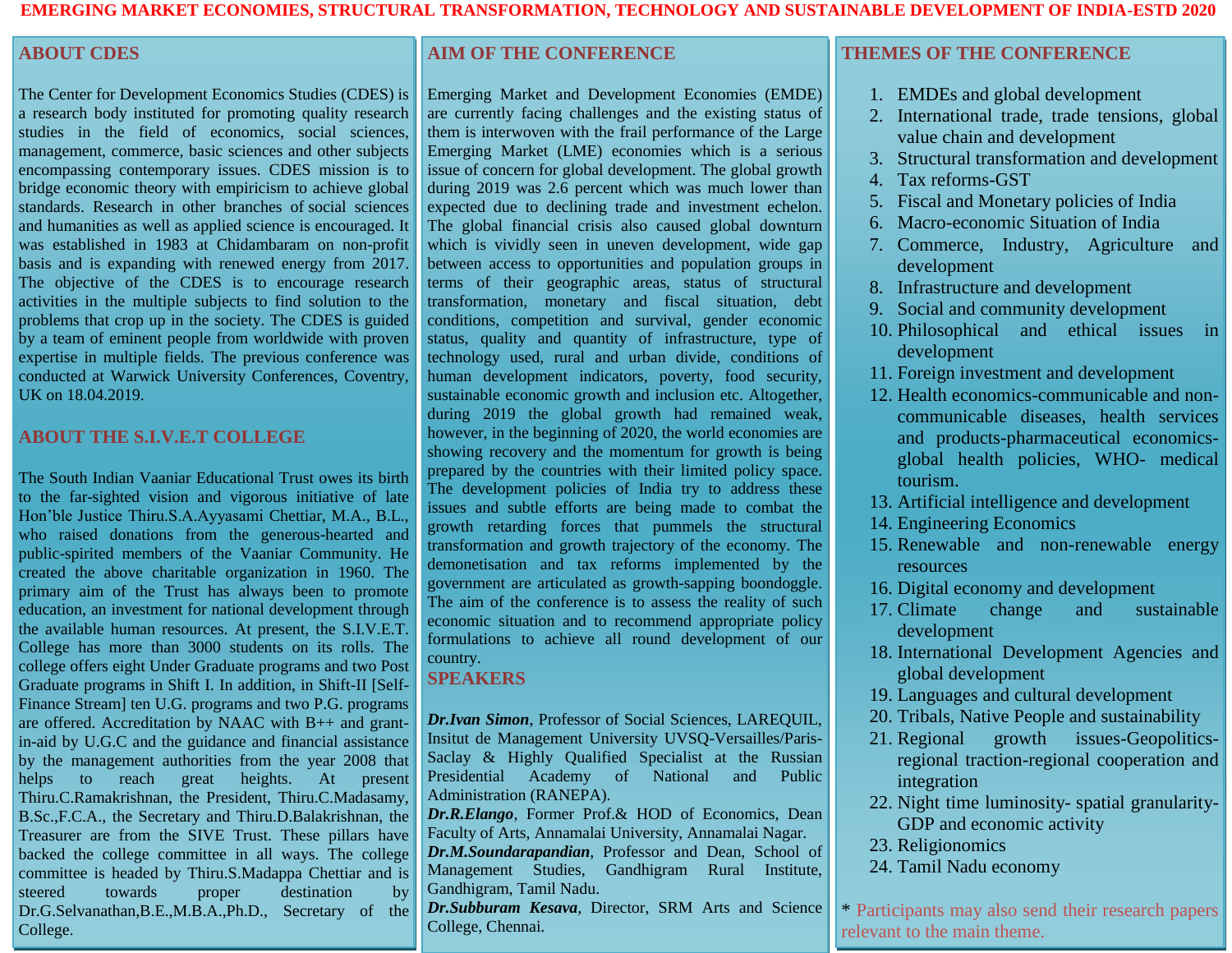# EMERGING MARKET ECONOMIES, STRUCTURAL TRANSFORMATION, TECHNOLOGY AND SUSTAINABLE DEVELOPMENT OF INDIA-ESTD 2020

## ABOUT CDES

The Center for Development Economics Studies (CDES) is a research body instituted for promoting quality research studies in the field of economics, social sciences, management, commerce, basic sciences and other subjects encompassing contemporary issues. CDES mission is to bridge economic theory with empiricism to achieve global standards. Research in other branches of social sciences and humanities as well as applied science is encouraged. It was established in 1983 at Chidambaram on non-profit basis and is expanding with renewed energy from 2017. The objective of the CDES is to encourage research activities in the multiple subjects to find solution to the problems that crop up in the society. The CDES is guided by a team of eminent people from worldwide with proven expertise in multiple fields. The previous conference was conducted at Warwick University Conferences, Coventry, UK on 18.04.2019.

## ABOUT THE S.I.V.E.T COLLEGE

The South Indian Vaaniar Educational Trust owes its birth to the far-sighted vision and vigorous initiative of late Hon'ble Justice Thiru.S.A.Ayyasami Chettiar, M.A., B.L., who raised donations from the generous-hearted and public-spirited members of the Vaaniar Community. He created the above charitable organization in 1960. The primary aim of the Trust has always been to promote education, an investment for national development through the available human resources. At present, the S.I.V.E.T. College has more than 3000 students on its rolls. The college offers eight Under Graduate programs and two Post Graduate programs in Shift I. In addition, in Shift-II [Self-Finance Stream] ten U.G. programs and two P.G. programs are offered. Accreditation by NAAC with B++ and grant-in-aid by U.G.C and the guidance and financial assistance by the management authorities from the year 2008 that helps to reach great heights. At present Thiru.C.Ramakrishnan, the President, Thiru.C.Madasamy, B.Sc.,F.C.A., the Secretary and Thiru.D.Balakrishnan, the Treasurer are from the SIVE Trust. These pillars have backed the college committee in all ways. The college committee is headed by Thiru.S.Madappa Chettiar and is steered towards proper destination by Dr.G.Selvanathan,B.E.,M.B.A.,Ph.D., Secretary of the College.

## AIM OF THE CONFERENCE

Emerging Market and Development Economies (EMDE) are currently facing challenges and the existing status of them is interwoven with the frail performance of the Large Emerging Market (LME) economies which is a serious issue of concern for global development. The global growth during 2019 was 2.6 percent which was much lower than expected due to declining trade and investment echelon. The global financial crisis also caused global downturn which is vividly seen in uneven development, wide gap between access to opportunities and population groups in terms of their geographic areas, status of structural transformation, monetary and fiscal situation, debt conditions, competition and survival, gender economic status, quality and quantity of infrastructure, type of technology used, rural and urban divide, conditions of human development indicators, poverty, food security, sustainable economic growth and inclusion etc. Altogether, during 2019 the global growth had remained weak, however, in the beginning of 2020, the world economies are showing recovery and the momentum for growth is being prepared by the countries with their limited policy space. The development policies of India try to address these issues and subtle efforts are being made to combat the growth retarding forces that pummels the structural transformation and growth trajectory of the economy. The demonetisation and tax reforms implemented by the government are articulated as growth-sapping boondoggle. The aim of the conference is to assess the reality of such economic situation and to recommend appropriate policy formulations to achieve all round development of our country.

## SPEAKERS

***Dr.Ivan Simon***, Professor of Social Sciences, LAREQUIL, Insitut de Management University UVSQ-Versailles/Paris-Saclay & Highly Qualified Specialist at the Russian Presidential Academy of National and Public Administration (RANEPA).

***Dr.R.Elango***, Former Prof.& HOD of Economics, Dean Faculty of Arts, Annamalai University, Annamalai Nagar.

***Dr.M.Soundarapandian***, Professor and Dean, School of Management Studies, Gandhigram Rural Institute, Gandhigram, Tamil Nadu.

***Dr.Subburam Kesava***, Director, SRM Arts and Science College, Chennai.

## THEMES OF THE CONFERENCE

1. EMDEs and global development
2. International trade, trade tensions, global value chain and development
3. Structural transformation and development
4. Tax reforms-GST
5. Fiscal and Monetary policies of India
6. Macro-economic Situation of India
7. Commerce, Industry, Agriculture and development
8. Infrastructure and development
9. Social and community development
10. Philosophical and ethical issues in development
11. Foreign investment and development
12. Health economics-communicable and non-communicable diseases, health services and products-pharmaceutical economics-global health policies, WHO- medical tourism.
13. Artificial intelligence and development
14. Engineering Economics
15. Renewable and non-renewable energy resources
16. Digital economy and development
17. Climate change and sustainable development
18. International Development Agencies and global development
19. Languages and cultural development
20. Tribals, Native People and sustainability
21. Regional growth issues-Geopolitics-regional traction-regional cooperation and integration
22. Night time luminosity- spatial granularity-GDP and economic activity
23. Religionomics
24. Tamil Nadu economy

* Participants may also send their research papers relevant to the main theme.